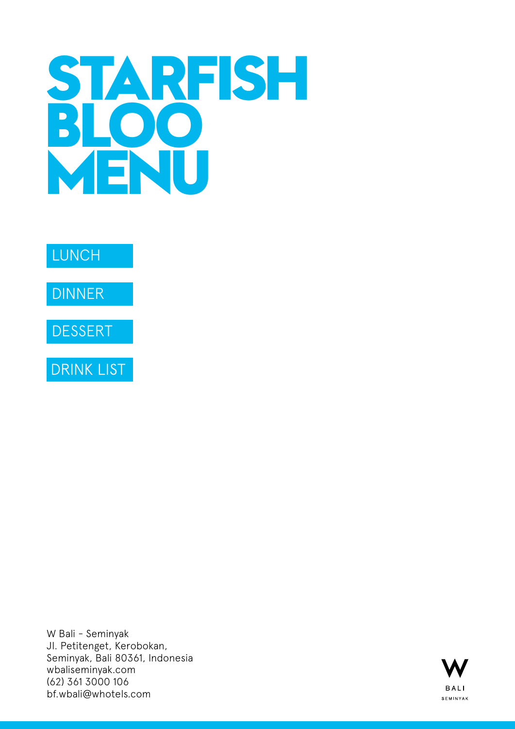# STARFISH BLOO MENU

LUNCH

DINNER

DESSERT

DRINK LIST

W Bali - Seminyak
Jl. Petitenget, Kerobokan,
Seminyak, Bali 80361, Indonesia
wbaliseminyak.com
(62) 361 3000 106
bf.wbali@whotels.com

W BALI SEMINYAK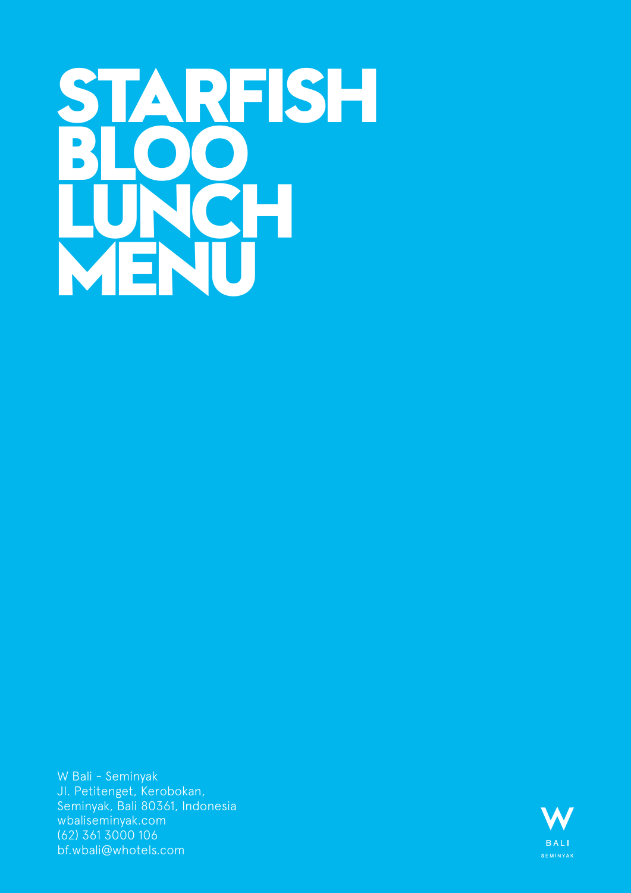# STARFISH BLOO LUNCH MENU

W Bali – Seminyak
Jl. Petitenget, Kerobokan,
Seminyak, Bali 80361, Indonesia
wbaliseminyak.com
(62) 361 3000 106
bf.wbali@whotels.com

W BALI SEMINYAK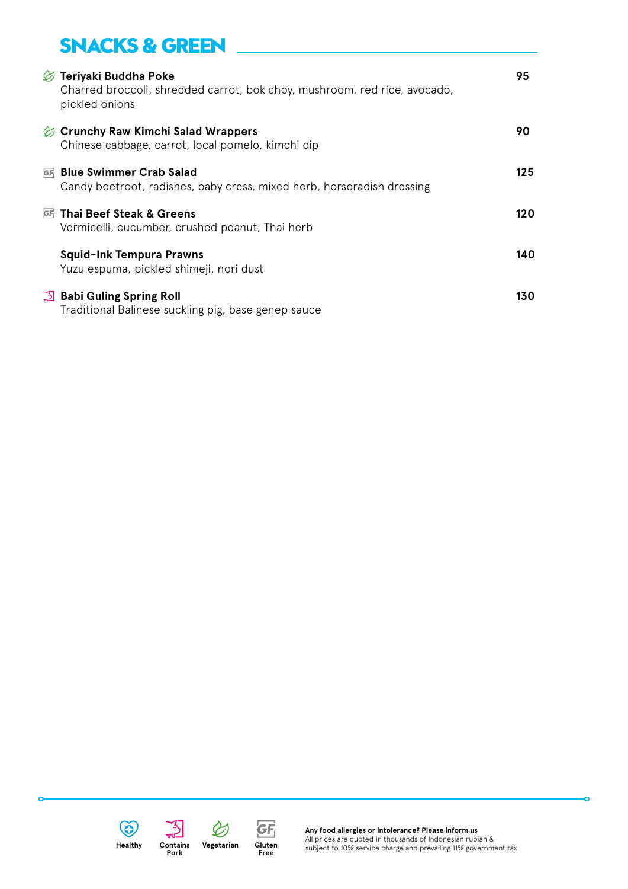## SNACKS & GREEN

**Teriyaki Buddha Poke** (Vegetarian) — 95
Charred broccoli, shredded carrot, bok choy, mushroom, red rice, avocado, pickled onions

**Crunchy Raw Kimchi Salad Wrappers** (Vegetarian) — 90
Chinese cabbage, carrot, local pomelo, kimchi dip

**Blue Swimmer Crab Salad** (GF) — 125
Candy beetroot, radishes, baby cress, mixed herb, horseradish dressing

**Thai Beef Steak & Greens** (GF) — 120
Vermicelli, cucumber, crushed peanut, Thai herb

**Squid-Ink Tempura Prawns** — 140
Yuzu espuma, pickled shimeji, nori dust

**Babi Guling Spring Roll** (Contains Pork) — 130
Traditional Balinese suckling pig, base genep sauce

Healthy | Contains Pork | Vegetarian | Gluten Free

**Any food allergies or intolerance? Please inform us**
All prices are quoted in thousands of Indonesian rupiah & subject to 10% service charge and prevailing 11% government tax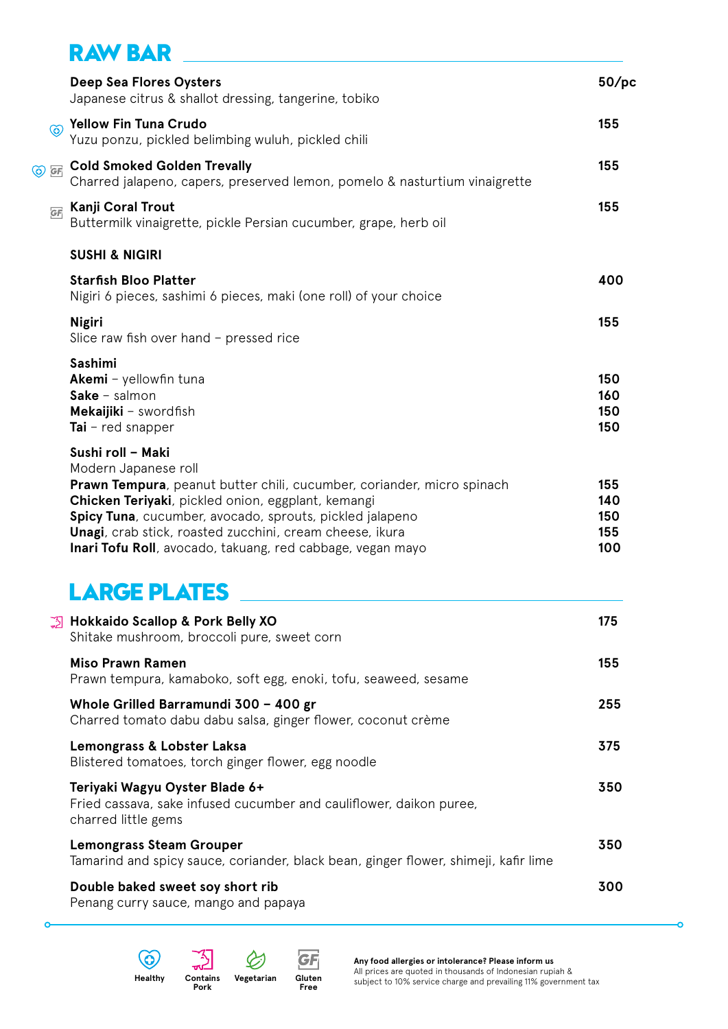## RAW BAR

**Deep Sea Flores Oysters** — 50/pc
Japanese citrus & shallot dressing, tangerine, tobiko

(Healthy) **Yellow Fin Tuna Crudo** — 155
Yuzu ponzu, pickled belimbing wuluh, pickled chili

(Healthy, GF) **Cold Smoked Golden Trevally** — 155
Charred jalapeno, capers, preserved lemon, pomelo & nasturtium vinaigrette

(GF) **Kanji Coral Trout** — 155
Buttermilk vinaigrette, pickle Persian cucumber, grape, herb oil

### SUSHI & NIGIRI

**Starfish Bloo Platter** — 400
Nigiri 6 pieces, sashimi 6 pieces, maki (one roll) of your choice

**Nigiri** — 155
Slice raw fish over hand – pressed rice

**Sashimi**

| | |
|---|---|
| **Akemi** – yellowfin tuna | 150 |
| **Sake** – salmon | 160 |
| **Mekaijiki** – swordfish | 150 |
| **Tai** – red snapper | 150 |

**Sushi roll – Maki**
Modern Japanese roll

| | |
|---|---|
| **Prawn Tempura**, peanut butter chili, cucumber, coriander, micro spinach | 155 |
| **Chicken Teriyaki**, pickled onion, eggplant, kemangi | 140 |
| **Spicy Tuna**, cucumber, avocado, sprouts, pickled jalapeno | 150 |
| **Unagi**, crab stick, roasted zucchini, cream cheese, ikura | 155 |
| **Inari Tofu Roll**, avocado, takuang, red cabbage, vegan mayo | 100 |

## LARGE PLATES

(Contains Pork) **Hokkaido Scallop & Pork Belly XO** — 175
Shitake mushroom, broccoli pure, sweet corn

**Miso Prawn Ramen** — 155
Prawn tempura, kamaboko, soft egg, enoki, tofu, seaweed, sesame

**Whole Grilled Barramundi 300 – 400 gr** — 255
Charred tomato dabu dabu salsa, ginger flower, coconut crème

**Lemongrass & Lobster Laksa** — 375
Blistered tomatoes, torch ginger flower, egg noodle

**Teriyaki Wagyu Oyster Blade 6+** — 350
Fried cassava, sake infused cucumber and cauliflower, daikon puree, charred little gems

**Lemongrass Steam Grouper** — 350
Tamarind and spicy sauce, coriander, black bean, ginger flower, shimeji, kafir lime

**Double baked sweet soy short rib** — 300
Penang curry sauce, mango and papaya

Healthy | Contains Pork | Vegetarian | Gluten Free

**Any food allergies or intolerance? Please inform us**
All prices are quoted in thousands of Indonesian rupiah & subject to 10% service charge and prevailing 11% government tax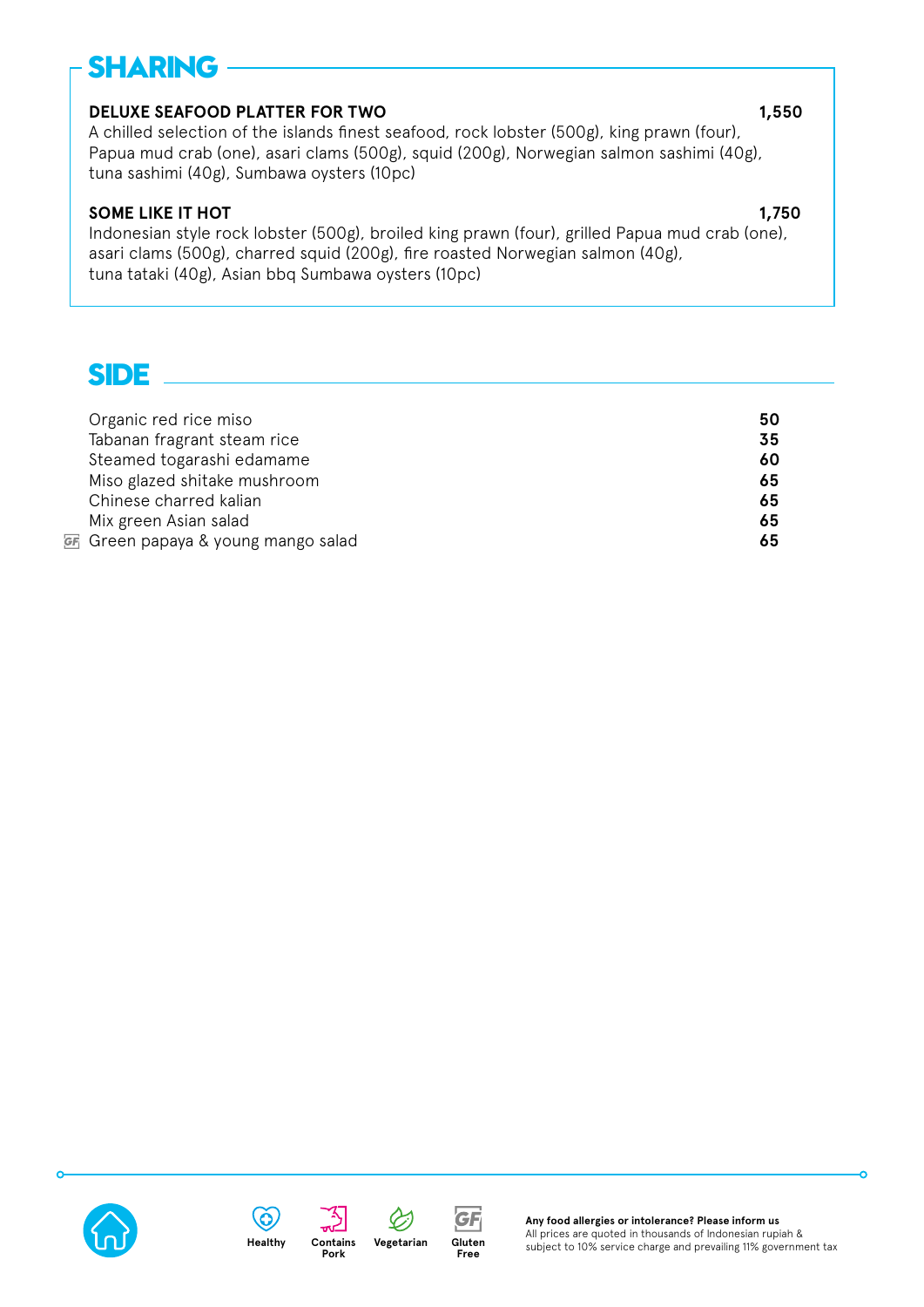## SHARING

**DELUXE SEAFOOD PLATTER FOR TWO** **1,550**

A chilled selection of the islands finest seafood, rock lobster (500g), king prawn (four), Papua mud crab (one), asari clams (500g), squid (200g), Norwegian salmon sashimi (40g), tuna sashimi (40g), Sumbawa oysters (10pc)

**SOME LIKE IT HOT** **1,750**

Indonesian style rock lobster (500g), broiled king prawn (four), grilled Papua mud crab (one), asari clams (500g), charred squid (200g), fire roasted Norwegian salmon (40g), tuna tataki (40g), Asian bbq Sumbawa oysters (10pc)

## SIDE

| Item | Price |
|---|---|
| Organic red rice miso | **50** |
| Tabanan fragrant steam rice | **35** |
| Steamed togarashi edamame | **60** |
| Miso glazed shitake mushroom | **65** |
| Chinese charred kalian | **65** |
| Mix green Asian salad | **65** |
| GF Green papaya & young mango salad | **65** |

Healthy | Contains Pork | Vegetarian | Gluten Free

**Any food allergies or intolerance? Please inform us**
All prices are quoted in thousands of Indonesian rupiah & subject to 10% service charge and prevailing 11% government tax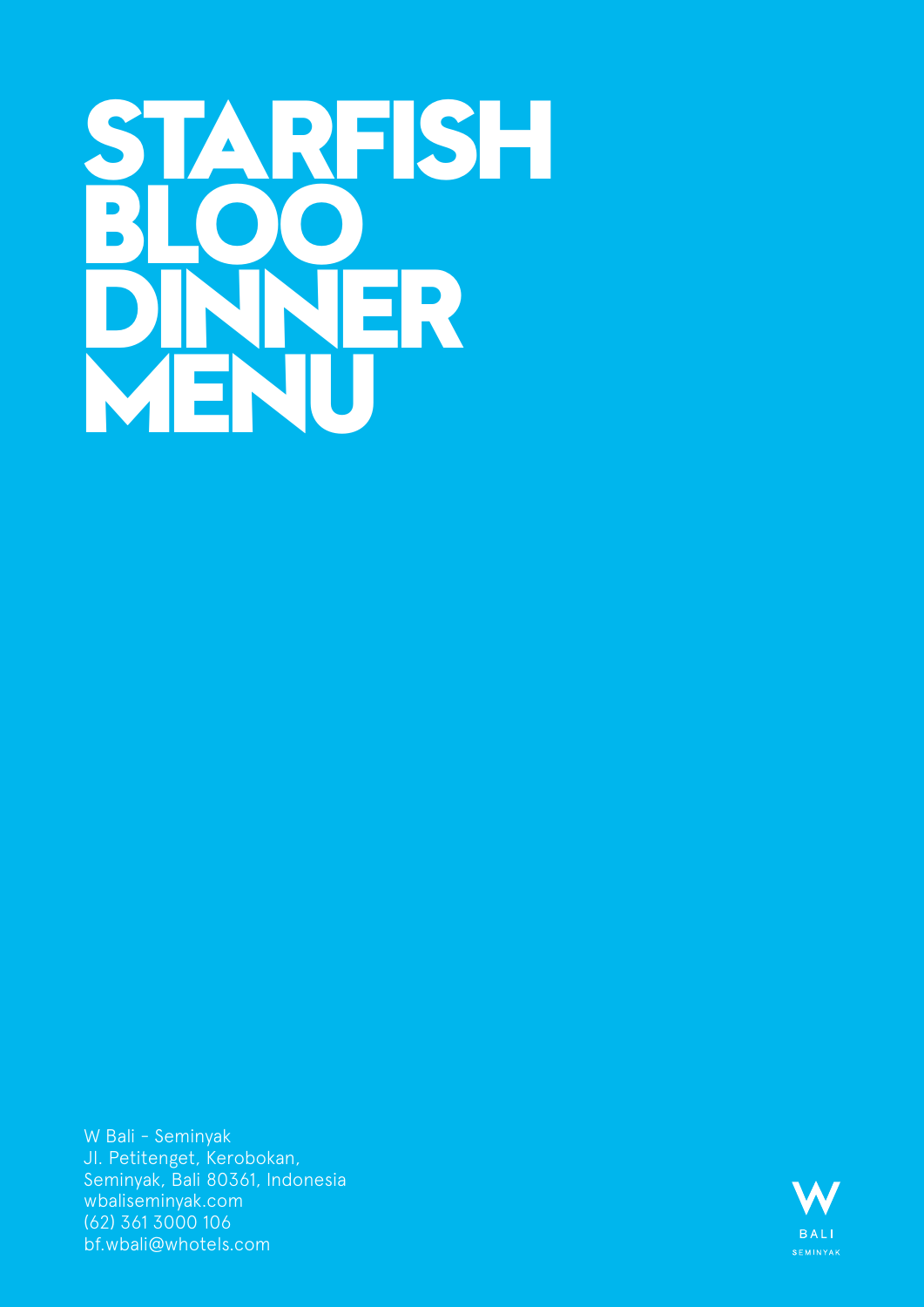# STARFISH BLOO DINNER MENU

W Bali - Seminyak
Jl. Petitenget, Kerobokan,
Seminyak, Bali 80361, Indonesia
wbaliseminyak.com
(62) 361 3000 106
bf.wbali@whotels.com

W BALI SEMINYAK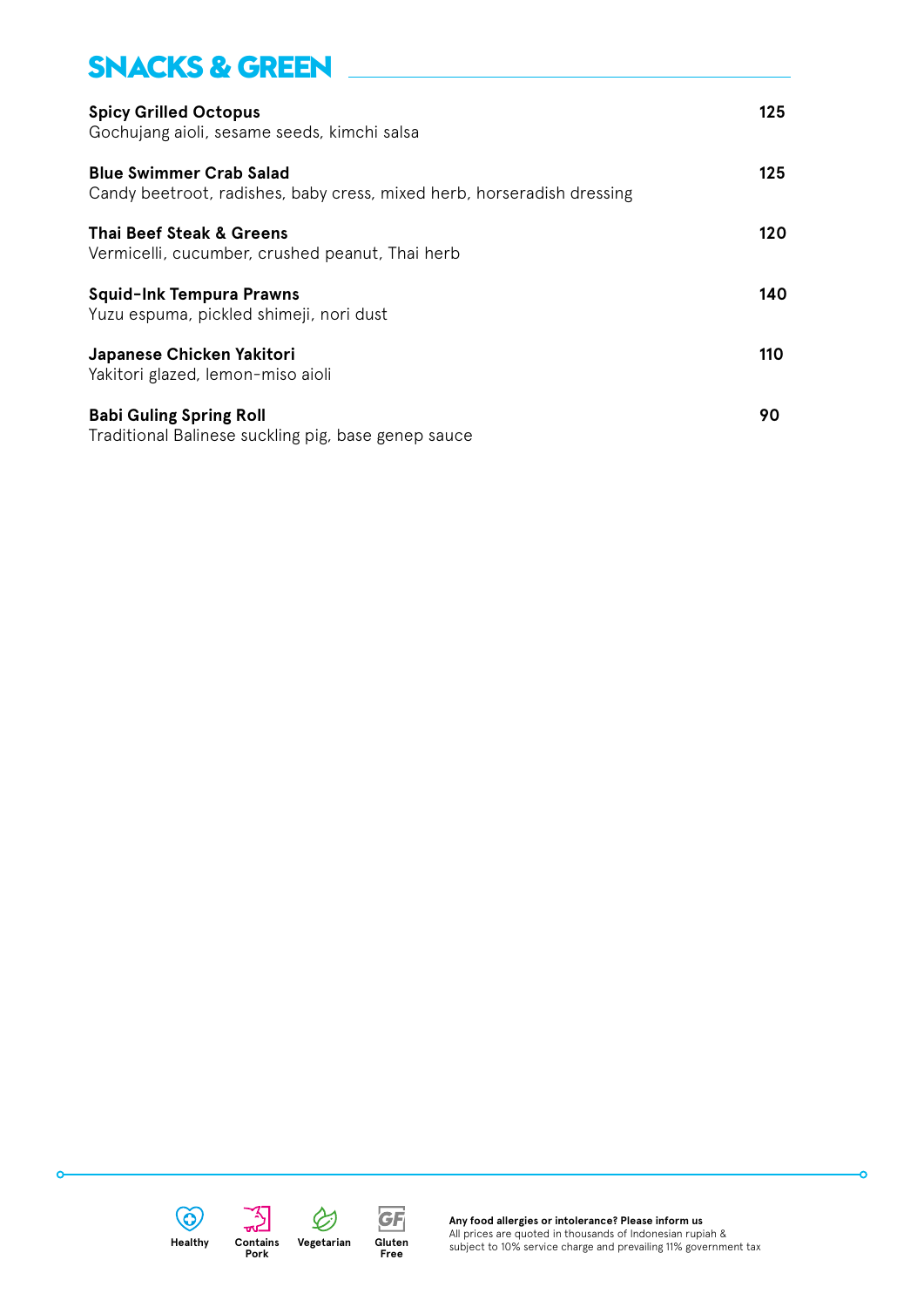# SNACKS & GREEN

**Spicy Grilled Octopus** — 125
Gochujang aioli, sesame seeds, kimchi salsa

**Blue Swimmer Crab Salad** — 125
Candy beetroot, radishes, baby cress, mixed herb, horseradish dressing

**Thai Beef Steak & Greens** — 120
Vermicelli, cucumber, crushed peanut, Thai herb

**Squid-Ink Tempura Prawns** — 140
Yuzu espuma, pickled shimeji, nori dust

**Japanese Chicken Yakitori** — 110
Yakitori glazed, lemon-miso aioli

**Babi Guling Spring Roll** — 90
Traditional Balinese suckling pig, base genep sauce

Healthy | Contains Pork | Vegetarian | Gluten Free

**Any food allergies or intolerance? Please inform us**
All prices are quoted in thousands of Indonesian rupiah & subject to 10% service charge and prevailing 11% government tax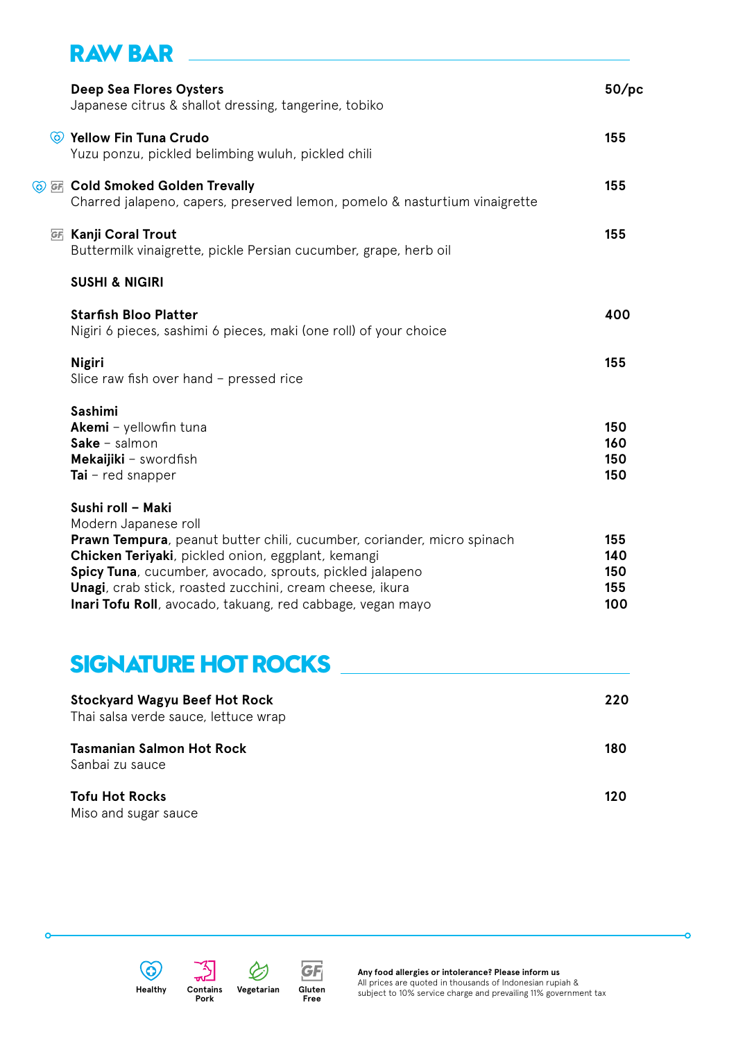## RAW BAR

**Deep Sea Flores Oysters** — 50/pc
Japanese citrus & shallot dressing, tangerine, tobiko

(Healthy) **Yellow Fin Tuna Crudo** — 155
Yuzu ponzu, pickled belimbing wuluh, pickled chili

(Healthy) (GF) **Cold Smoked Golden Trevally** — 155
Charred jalapeno, capers, preserved lemon, pomelo & nasturtium vinaigrette

(GF) **Kanji Coral Trout** — 155
Buttermilk vinaigrette, pickle Persian cucumber, grape, herb oil

### SUSHI & NIGIRI

**Starfish Bloo Platter** — 400
Nigiri 6 pieces, sashimi 6 pieces, maki (one roll) of your choice

**Nigiri** — 155
Slice raw fish over hand – pressed rice

**Sashimi**

| | |
|---|---|
| **Akemi** – yellowfin tuna | 150 |
| **Sake** – salmon | 160 |
| **Mekaijiki** – swordfish | 150 |
| **Tai** – red snapper | 150 |

**Sushi roll – Maki**
Modern Japanese roll

| | |
|---|---|
| **Prawn Tempura**, peanut butter chili, cucumber, coriander, micro spinach | 155 |
| **Chicken Teriyaki**, pickled onion, eggplant, kemangi | 140 |
| **Spicy Tuna**, cucumber, avocado, sprouts, pickled jalapeno | 150 |
| **Unagi**, crab stick, roasted zucchini, cream cheese, ikura | 155 |
| **Inari Tofu Roll**, avocado, takuang, red cabbage, vegan mayo | 100 |

## SIGNATURE HOT ROCKS

**Stockyard Wagyu Beef Hot Rock** — 220
Thai salsa verde sauce, lettuce wrap

**Tasmanian Salmon Hot Rock** — 180
Sanbai zu sauce

**Tofu Hot Rocks** — 120
Miso and sugar sauce

Healthy | Contains Pork | Vegetarian | Gluten Free

**Any food allergies or intolerance? Please inform us**
All prices are quoted in thousands of Indonesian rupiah & subject to 10% service charge and prevailing 11% government tax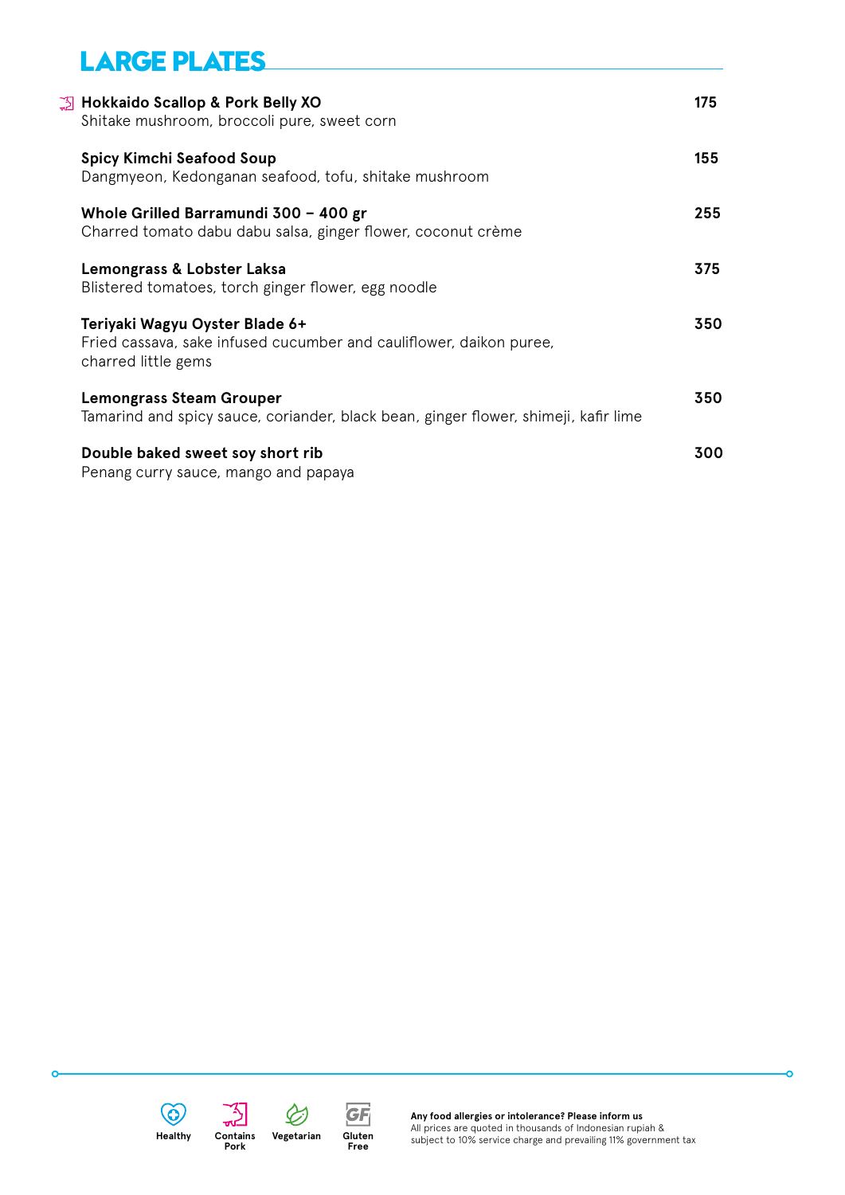# LARGE PLATES

**Hokkaido Scallop & Pork Belly XO** (Contains Pork) — **175**
Shitake mushroom, broccoli pure, sweet corn

**Spicy Kimchi Seafood Soup** — **155**
Dangmyeon, Kedonganan seafood, tofu, shitake mushroom

**Whole Grilled Barramundi 300 – 400 gr** — **255**
Charred tomato dabu dabu salsa, ginger flower, coconut crème

**Lemongrass & Lobster Laksa** — **375**
Blistered tomatoes, torch ginger flower, egg noodle

**Teriyaki Wagyu Oyster Blade 6+** — **350**
Fried cassava, sake infused cucumber and cauliflower, daikon puree, charred little gems

**Lemongrass Steam Grouper** — **350**
Tamarind and spicy sauce, coriander, black bean, ginger flower, shimeji, kafir lime

**Double baked sweet soy short rib** — **300**
Penang curry sauce, mango and papaya

Healthy | Contains Pork | Vegetarian | Gluten Free

**Any food allergies or intolerance? Please inform us**
All prices are quoted in thousands of Indonesian rupiah & subject to 10% service charge and prevailing 11% government tax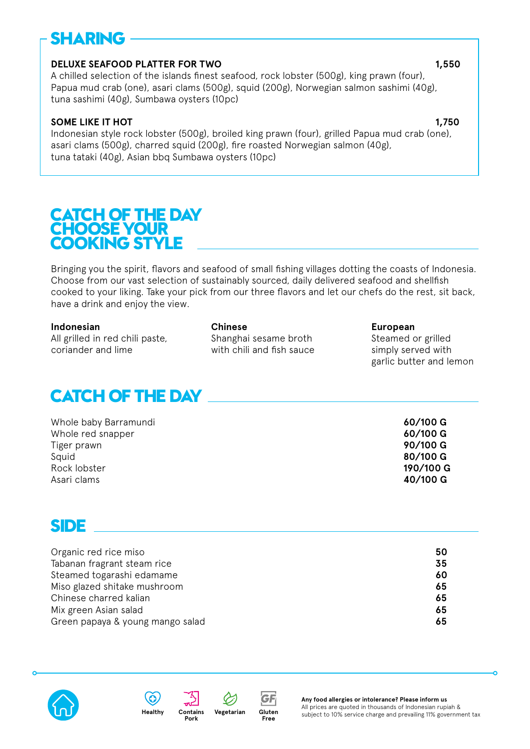## SHARING

**DELUXE SEAFOOD PLATTER FOR TWO** **1,550**
A chilled selection of the islands finest seafood, rock lobster (500g), king prawn (four), Papua mud crab (one), asari clams (500g), squid (200g), Norwegian salmon sashimi (40g), tuna sashimi (40g), Sumbawa oysters (10pc)

**SOME LIKE IT HOT** **1,750**
Indonesian style rock lobster (500g), broiled king prawn (four), grilled Papua mud crab (one), asari clams (500g), charred squid (200g), fire roasted Norwegian salmon (40g), tuna tataki (40g), Asian bbq Sumbawa oysters (10pc)

## CATCH OF THE DAY CHOOSE YOUR COOKING STYLE

Bringing you the spirit, flavors and seafood of small fishing villages dotting the coasts of Indonesia. Choose from our vast selection of sustainably sourced, daily delivered seafood and shellfish cooked to your liking. Take your pick from our three flavors and let our chefs do the rest, sit back, have a drink and enjoy the view.

**Indonesian**
All grilled in red chili paste, coriander and lime

**Chinese**
Shanghai sesame broth with chili and fish sauce

**European**
Steamed or grilled simply served with garlic butter and lemon

## CATCH OF THE DAY

| | |
|---|---|
| Whole baby Barramundi | **60/100 G** |
| Whole red snapper | **60/100 G** |
| Tiger prawn | **90/100 G** |
| Squid | **80/100 G** |
| Rock lobster | **190/100 G** |
| Asari clams | **40/100 G** |

## SIDE

| | |
|---|---|
| Organic red rice miso | **50** |
| Tabanan fragrant steam rice | **35** |
| Steamed togarashi edamame | **60** |
| Miso glazed shitake mushroom | **65** |
| Chinese charred kalian | **65** |
| Mix green Asian salad | **65** |
| Green papaya & young mango salad | **65** |

Healthy | Contains Pork | Vegetarian | Gluten Free

**Any food allergies or intolerance? Please inform us**
All prices are quoted in thousands of Indonesian rupiah & subject to 10% service charge and prevailing 11% government tax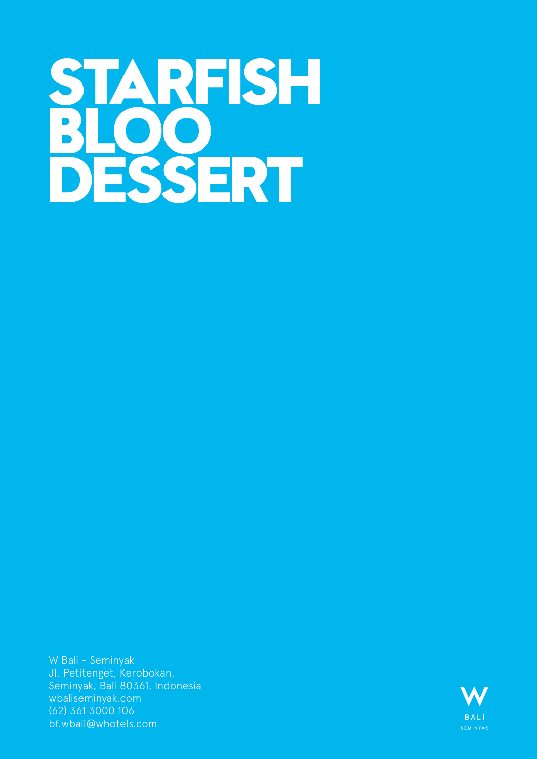# STARFISH BLOO DESSERT

W Bali - Seminyak
Jl. Petitenget, Kerobokan,
Seminyak, Bali 80361, Indonesia
wbaliseminyak.com
(62) 361 3000 106
bf.wbali@whotels.com

W BALI SEMINYAK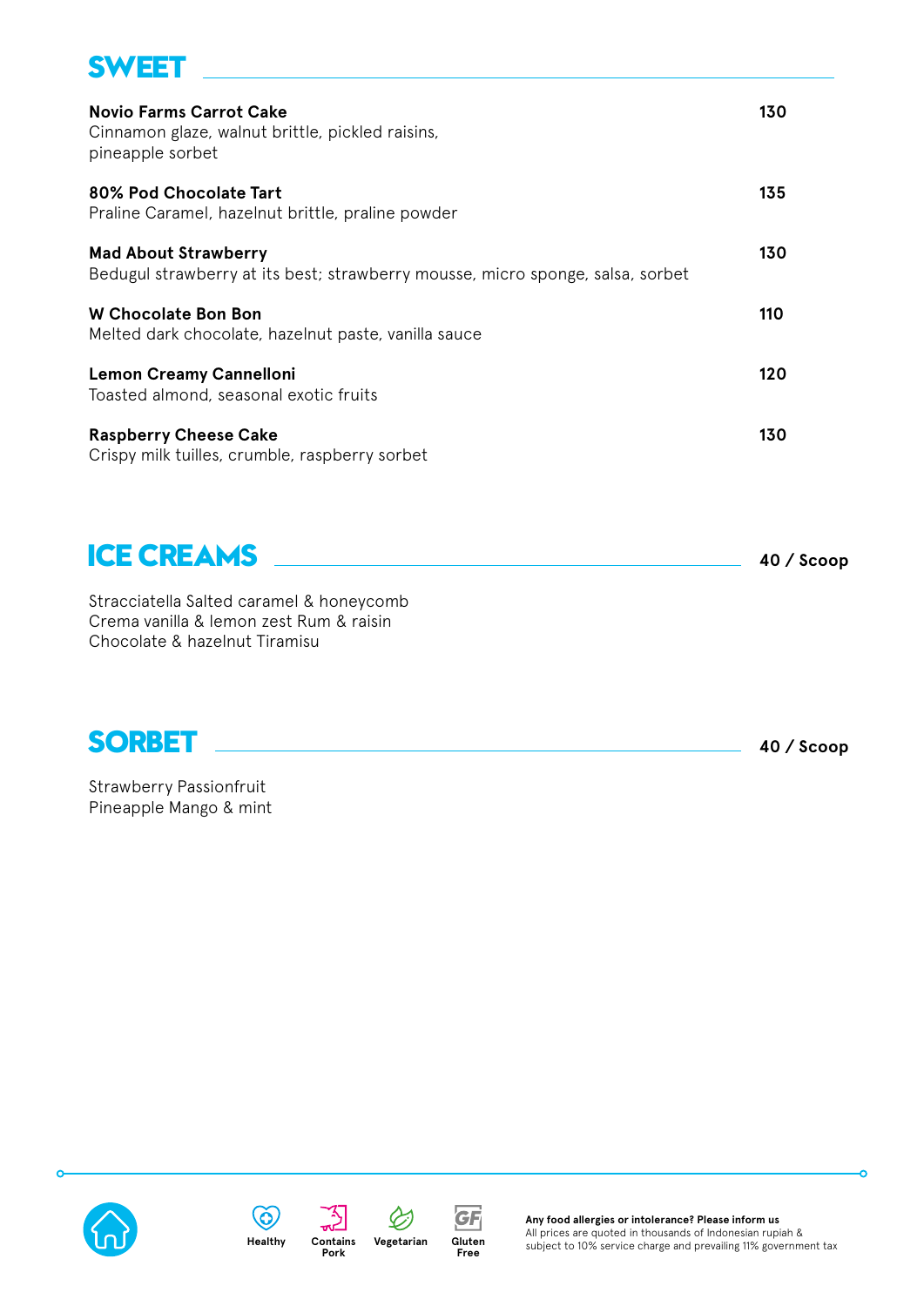## SWEET

**Novio Farms Carrot Cake** — 130
Cinnamon glaze, walnut brittle, pickled raisins, pineapple sorbet

**80% Pod Chocolate Tart** — 135
Praline Caramel, hazelnut brittle, praline powder

**Mad About Strawberry** — 130
Bedugul strawberry at its best; strawberry mousse, micro sponge, salsa, sorbet

**W Chocolate Bon Bon** — 110
Melted dark chocolate, hazelnut paste, vanilla sauce

**Lemon Creamy Cannelloni** — 120
Toasted almond, seasonal exotic fruits

**Raspberry Cheese Cake** — 130
Crispy milk tuilles, crumble, raspberry sorbet

## ICE CREAMS

**40 / Scoop**

Stracciatella Salted caramel & honeycomb
Crema vanilla & lemon zest Rum & raisin
Chocolate & hazelnut Tiramisu

## SORBET

**40 / Scoop**

Strawberry Passionfruit
Pineapple Mango & mint

Healthy | Contains Pork | Vegetarian | Gluten Free

**Any food allergies or intolerance? Please inform us**
All prices are quoted in thousands of Indonesian rupiah & subject to 10% service charge and prevailing 11% government tax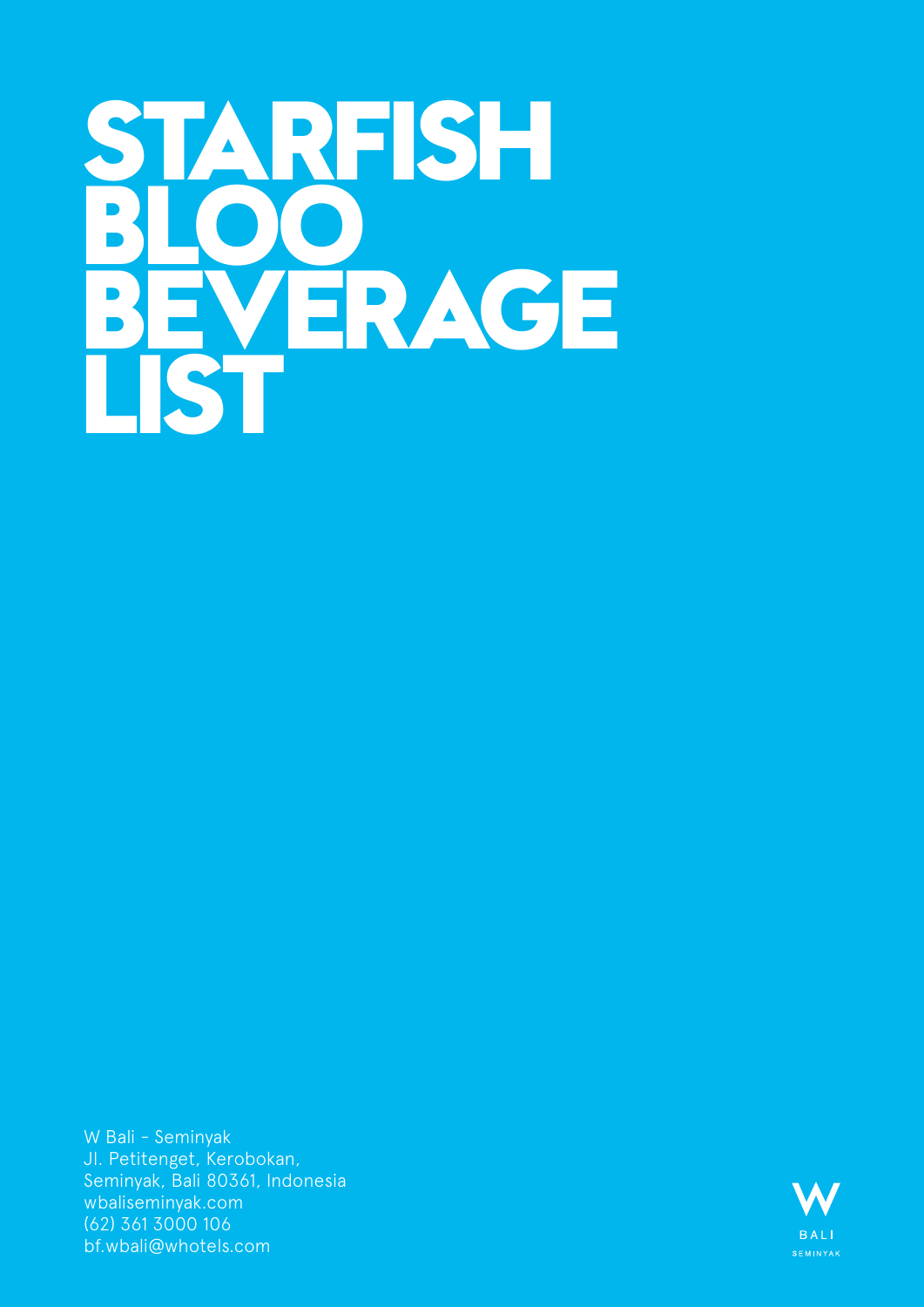# STARFISH BLOO BEVERAGE LIST

W Bali - Seminyak
Jl. Petitenget, Kerobokan,
Seminyak, Bali 80361, Indonesia
wbaliseminyak.com
(62) 361 3000 106
bf.wbali@whotels.com

W
BALI
SEMINYAK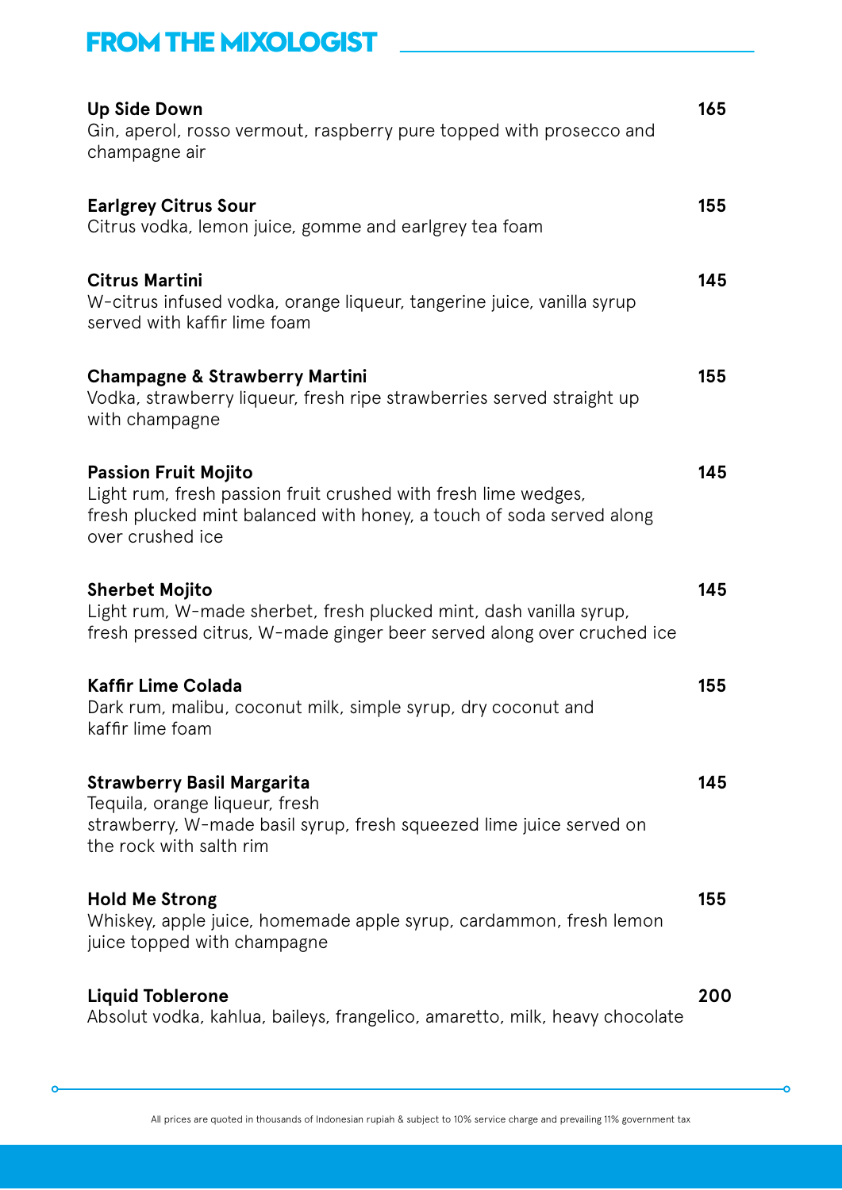## FROM THE MIXOLOGIST

**Up Side Down** **165**
Gin, aperol, rosso vermout, raspberry pure topped with prosecco and champagne air

**Earlgrey Citrus Sour** **155**
Citrus vodka, lemon juice, gomme and earlgrey tea foam

**Citrus Martini** **145**
W-citrus infused vodka, orange liqueur, tangerine juice, vanilla syrup served with kaffir lime foam

**Champagne & Strawberry Martini** **155**
Vodka, strawberry liqueur, fresh ripe strawberries served straight up with champagne

**Passion Fruit Mojito** **145**
Light rum, fresh passion fruit crushed with fresh lime wedges, fresh plucked mint balanced with honey, a touch of soda served along over crushed ice

**Sherbet Mojito** **145**
Light rum, W-made sherbet, fresh plucked mint, dash vanilla syrup, fresh pressed citrus, W-made ginger beer served along over cruched ice

**Kaffir Lime Colada** **155**
Dark rum, malibu, coconut milk, simple syrup, dry coconut and kaffir lime foam

**Strawberry Basil Margarita** **145**
Tequila, orange liqueur, fresh strawberry, W-made basil syrup, fresh squeezed lime juice served on the rock with salth rim

**Hold Me Strong** **155**
Whiskey, apple juice, homemade apple syrup, cardammon, fresh lemon juice topped with champagne

**Liquid Toblerone** **200**
Absolut vodka, kahlua, baileys, frangelico, amaretto, milk, heavy chocolate

All prices are quoted in thousands of Indonesian rupiah & subject to 10% service charge and prevailing 11% government tax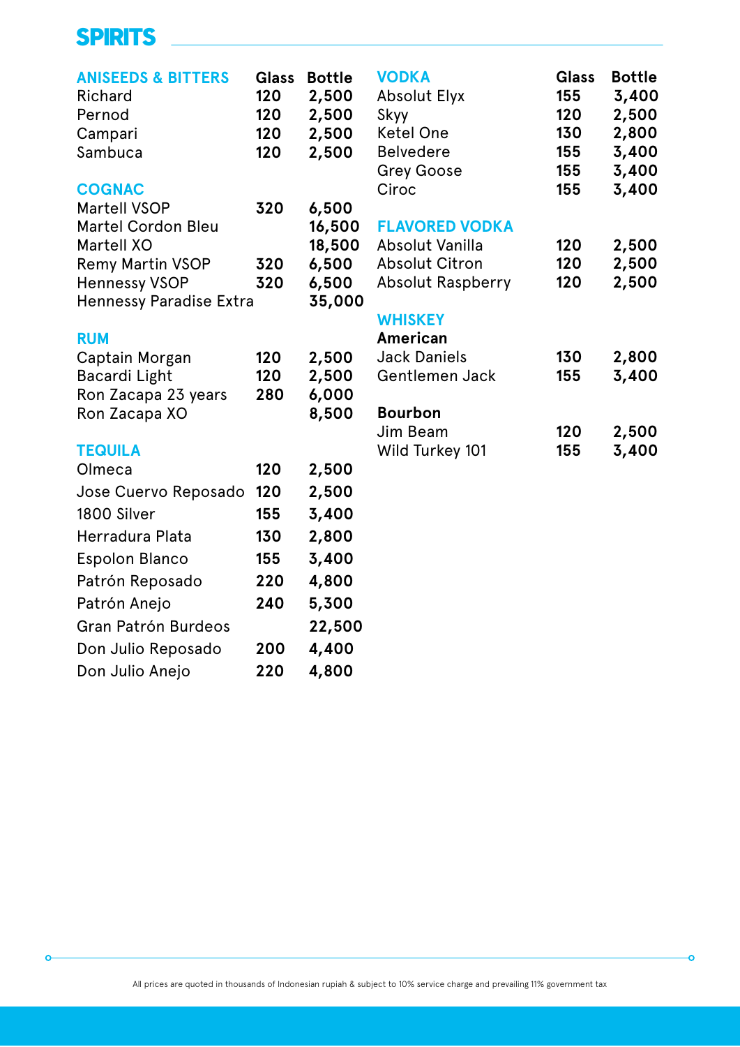# SPIRITS

## ANISEEDS & BITTERS

| ANISEEDS & BITTERS | Glass | Bottle |
|---|---|---|
| Richard | 120 | 2,500 |
| Pernod | 120 | 2,500 |
| Campari | 120 | 2,500 |
| Sambuca | 120 | 2,500 |

## COGNAC

| COGNAC | Glass | Bottle |
|---|---|---|
| Martell VSOP | 320 | 6,500 |
| Martel Cordon Bleu | | 16,500 |
| Martell XO | | 18,500 |
| Remy Martin VSOP | 320 | 6,500 |
| Hennessy VSOP | 320 | 6,500 |
| Hennessy Paradise Extra | | 35,000 |

## RUM

| RUM | Glass | Bottle |
|---|---|---|
| Captain Morgan | 120 | 2,500 |
| Bacardi Light | 120 | 2,500 |
| Ron Zacapa 23 years | 280 | 6,000 |
| Ron Zacapa XO | | 8,500 |

## TEQUILA

| TEQUILA | Glass | Bottle |
|---|---|---|
| Olmeca | 120 | 2,500 |
| Jose Cuervo Reposado | 120 | 2,500 |
| 1800 Silver | 155 | 3,400 |
| Herradura Plata | 130 | 2,800 |
| Espolon Blanco | 155 | 3,400 |
| Patrón Reposado | 220 | 4,800 |
| Patrón Anejo | 240 | 5,300 |
| Gran Patrón Burdeos | | 22,500 |
| Don Julio Reposado | 200 | 4,400 |
| Don Julio Anejo | 220 | 4,800 |

## VODKA

| VODKA | Glass | Bottle |
|---|---|---|
| Absolut Elyx | 155 | 3,400 |
| Skyy | 120 | 2,500 |
| Ketel One | 130 | 2,800 |
| Belvedere | 155 | 3,400 |
| Grey Goose | 155 | 3,400 |
| Ciroc | 155 | 3,400 |

## FLAVORED VODKA

| FLAVORED VODKA | Glass | Bottle |
|---|---|---|
| Absolut Vanilla | 120 | 2,500 |
| Absolut Citron | 120 | 2,500 |
| Absolut Raspberry | 120 | 2,500 |

## WHISKEY

**American**

| American | Glass | Bottle |
|---|---|---|
| Jack Daniels | 130 | 2,800 |
| Gentlemen Jack | 155 | 3,400 |

**Bourbon**

| Bourbon | Glass | Bottle |
|---|---|---|
| Jim Beam | 120 | 2,500 |
| Wild Turkey 101 | 155 | 3,400 |

All prices are quoted in thousands of Indonesian rupiah & subject to 10% service charge and prevailing 11% government tax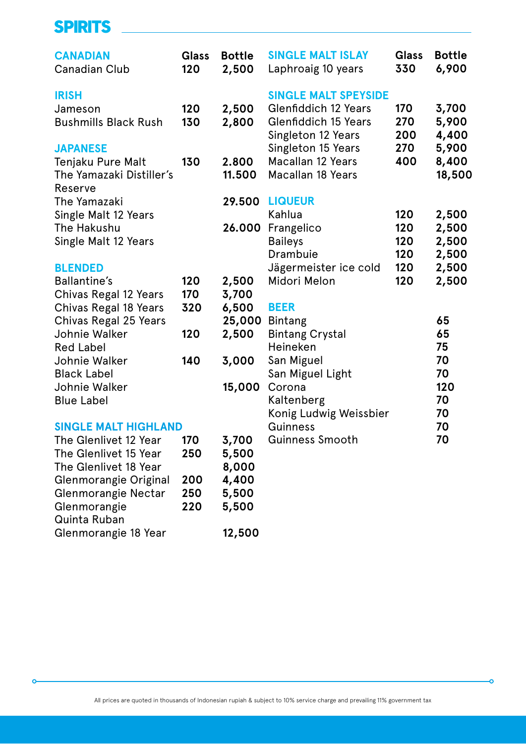# SPIRITS

### CANADIAN

| | Glass | Bottle |
|---|---|---|
| Canadian Club | 120 | 2,500 |

### IRISH

| | Glass | Bottle |
|---|---|---|
| Jameson | 120 | 2,500 |
| Bushmills Black Rush | 130 | 2,800 |

### JAPANESE

| | Glass | Bottle |
|---|---|---|
| Tenjaku Pure Malt | 130 | 2.800 |
| The Yamazaki Distiller's Reserve | | 11.500 |
| The Yamazaki Single Malt 12 Years | | 29.500 |
| The Hakushu Single Malt 12 Years | | 26.000 |

### BLENDED

| | Glass | Bottle |
|---|---|---|
| Ballantine's | 120 | 2,500 |
| Chivas Regal 12 Years | 170 | 3,700 |
| Chivas Regal 18 Years | 320 | 6,500 |
| Chivas Regal 25 Years | | 25,000 |
| Johnie Walker Red Label | 120 | 2,500 |
| Johnie Walker Black Label | 140 | 3,000 |
| Johnie Walker Blue Label | | 15,000 |

### SINGLE MALT HIGHLAND

| | Glass | Bottle |
|---|---|---|
| The Glenlivet 12 Year | 170 | 3,700 |
| The Glenlivet 15 Year | 250 | 5,500 |
| The Glenlivet 18 Year | | 8,000 |
| Glenmorangie Original | 200 | 4,400 |
| Glenmorangie Nectar | 250 | 5,500 |
| Glenmorangie Quinta Ruban | 220 | 5,500 |
| Glenmorangie 18 Year | | 12,500 |

### SINGLE MALT ISLAY

| | Glass | Bottle |
|---|---|---|
| Laphroaig 10 years | 330 | 6,900 |

### SINGLE MALT SPEYSIDE

| | Glass | Bottle |
|---|---|---|
| Glenfiddich 12 Years | 170 | 3,700 |
| Glenfiddich 15 Years | 270 | 5,900 |
| Singleton 12 Years | 200 | 4,400 |
| Singleton 15 Years | 270 | 5,900 |
| Macallan 12 Years | 400 | 8,400 |
| Macallan 18 Years | | 18,500 |

### LIQUEUR

| | Glass | Bottle |
|---|---|---|
| Kahlua | 120 | 2,500 |
| Frangelico | 120 | 2,500 |
| Baileys | 120 | 2,500 |
| Drambuie | 120 | 2,500 |
| Jägermeister ice cold | 120 | 2,500 |
| Midori Melon | 120 | 2,500 |

### BEER

| | |
|---|---|
| Bintang | 65 |
| Bintang Crystal | 65 |
| Heineken | 75 |
| San Miguel | 70 |
| San Miguel Light | 70 |
| Corona | 120 |
| Kaltenberg | 70 |
| Konig Ludwig Weissbier | 70 |
| Guinness | 70 |
| Guinness Smooth | 70 |

All prices are quoted in thousands of Indonesian rupiah & subject to 10% service charge and prevailing 11% government tax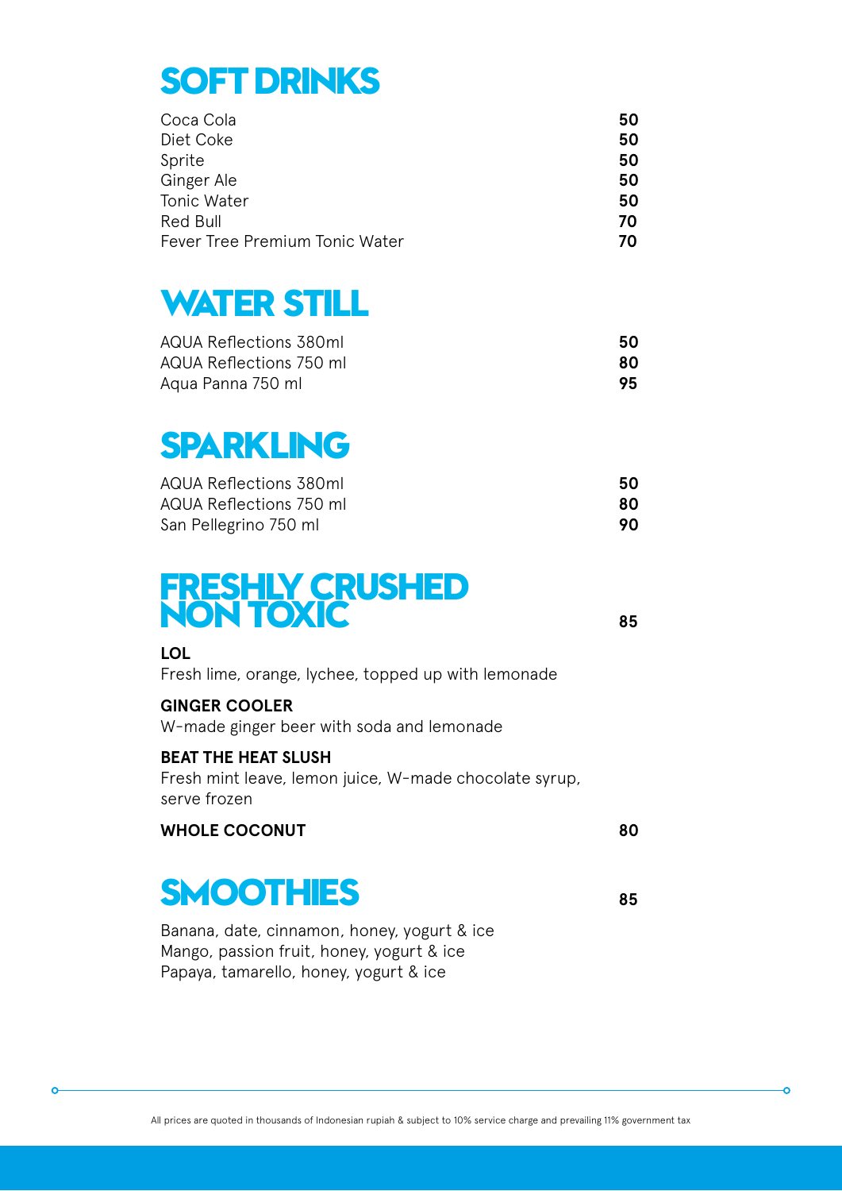## SOFT DRINKS

| | |
|---|---|
| Coca Cola | **50** |
| Diet Coke | **50** |
| Sprite | **50** |
| Ginger Ale | **50** |
| Tonic Water | **50** |
| Red Bull | **70** |
| Fever Tree Premium Tonic Water | **70** |

## WATER STILL

| | |
|---|---|
| AQUA Reflections 380ml | **50** |
| AQUA Reflections 750 ml | **80** |
| Aqua Panna 750 ml | **95** |

## SPARKLING

| | |
|---|---|
| AQUA Reflections 380ml | **50** |
| AQUA Reflections 750 ml | **80** |
| San Pellegrino 750 ml | **90** |

## FRESHLY CRUSHED NON TOXIC

**85**

**LOL**
Fresh lime, orange, lychee, topped up with lemonade

**GINGER COOLER**
W-made ginger beer with soda and lemonade

**BEAT THE HEAT SLUSH**
Fresh mint leave, lemon juice, W-made chocolate syrup, serve frozen

**WHOLE COCONUT** **80**

## SMOOTHIES

**85**

Banana, date, cinnamon, honey, yogurt & ice
Mango, passion fruit, honey, yogurt & ice
Papaya, tamarello, honey, yogurt & ice

All prices are quoted in thousands of Indonesian rupiah & subject to 10% service charge and prevailing 11% government tax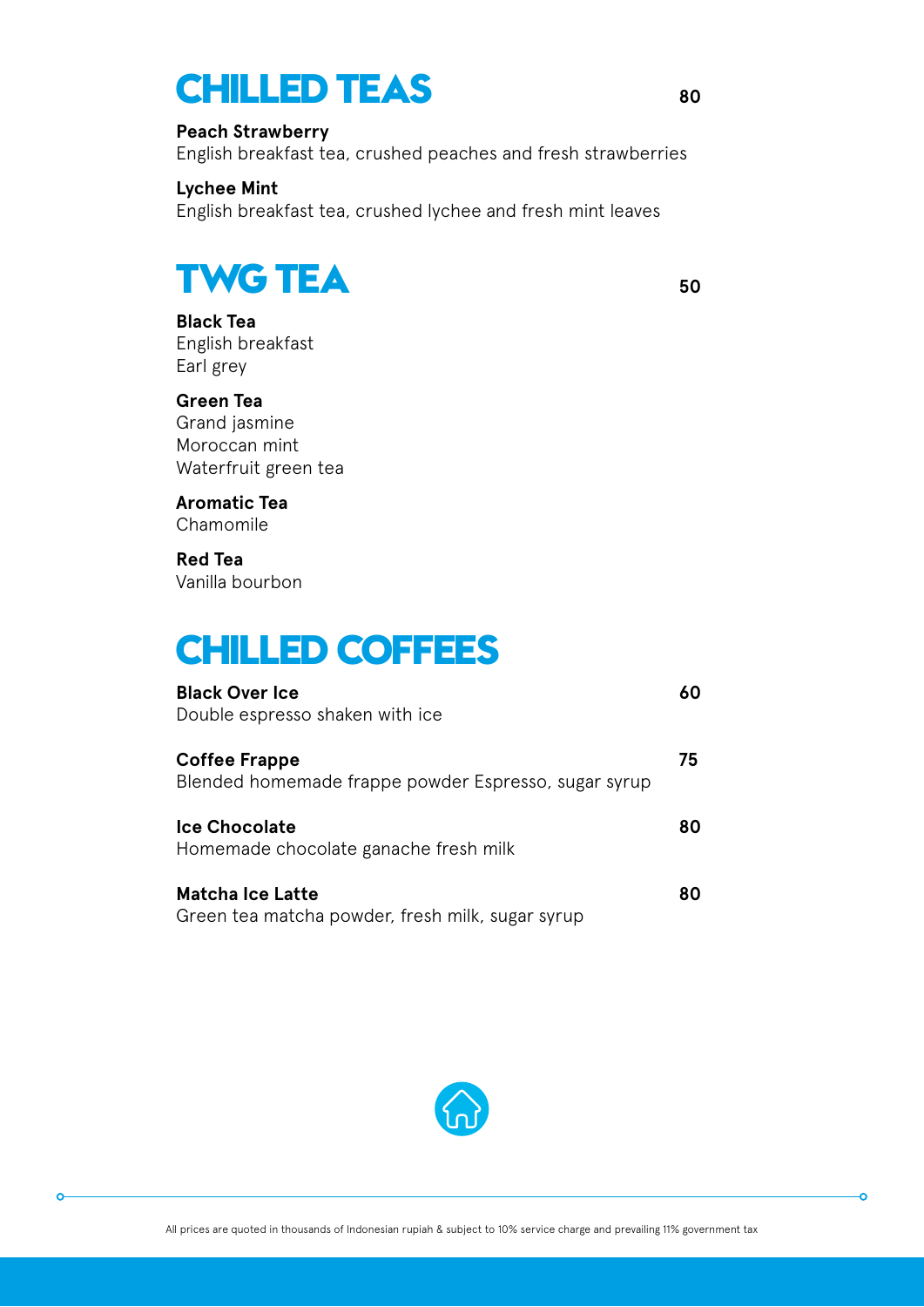# CHILLED TEAS

80

**Peach Strawberry**
English breakfast tea, crushed peaches and fresh strawberries

**Lychee Mint**
English breakfast tea, crushed lychee and fresh mint leaves

# TWG TEA

50

**Black Tea**
English breakfast
Earl grey

**Green Tea**
Grand jasmine
Moroccan mint
Waterfruit green tea

**Aromatic Tea**
Chamomile

**Red Tea**
Vanilla bourbon

# CHILLED COFFEES

**Black Over Ice** 60
Double espresso shaken with ice

**Coffee Frappe** 75
Blended homemade frappe powder Espresso, sugar syrup

**Ice Chocolate** 80
Homemade chocolate ganache fresh milk

**Matcha Ice Latte** 80
Green tea matcha powder, fresh milk, sugar syrup

All prices are quoted in thousands of Indonesian rupiah & subject to 10% service charge and prevailing 11% government tax